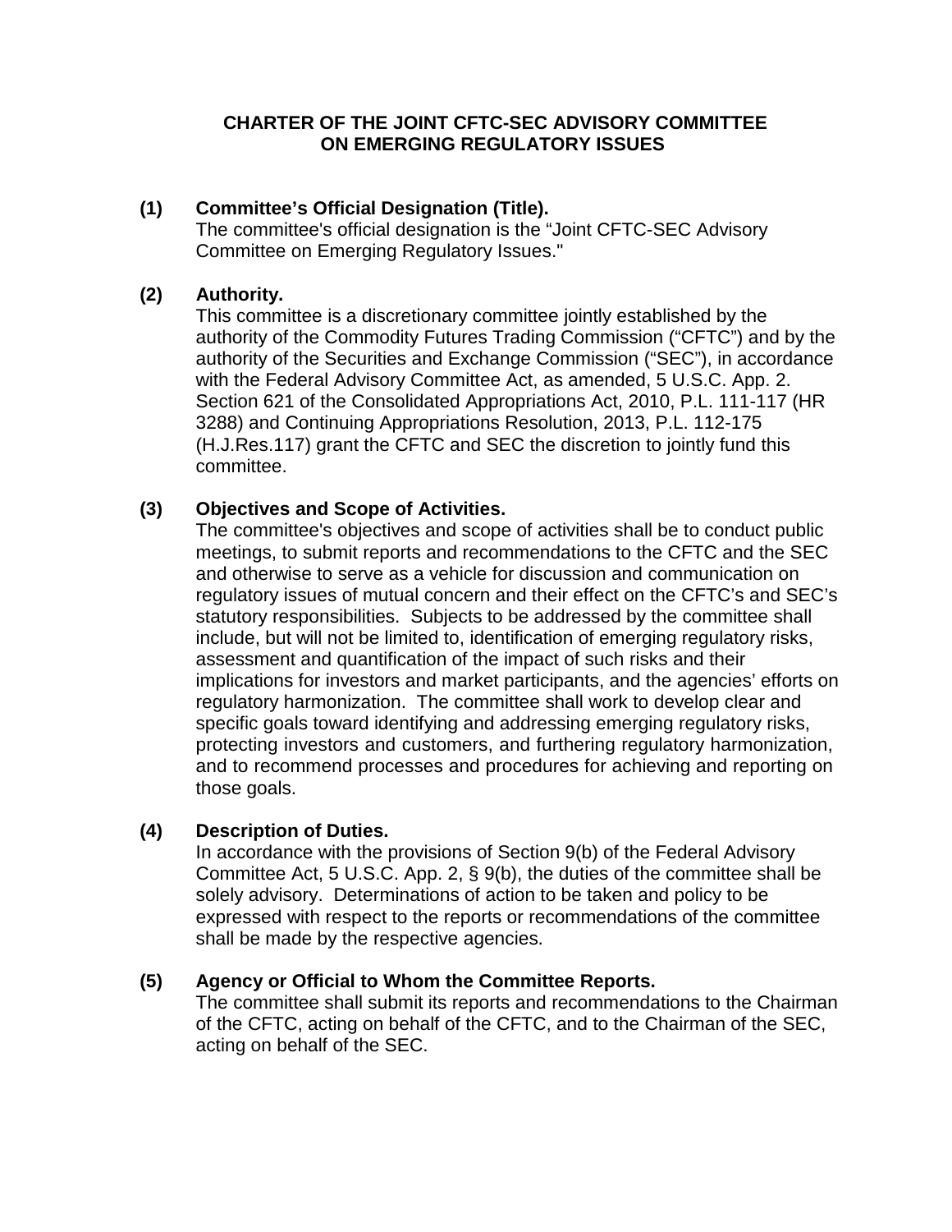# CHARTER OF THE JOINT CFTC-SEC ADVISORY COMMITTEE ON EMERGING REGULATORY ISSUES

**(1) Committee's Official Designation (Title).**

The committee's official designation is the "Joint CFTC-SEC Advisory Committee on Emerging Regulatory Issues."

**(2) Authority.**

This committee is a discretionary committee jointly established by the authority of the Commodity Futures Trading Commission ("CFTC") and by the authority of the Securities and Exchange Commission ("SEC"), in accordance with the Federal Advisory Committee Act, as amended, 5 U.S.C. App. 2. Section 621 of the Consolidated Appropriations Act, 2010, P.L. 111-117 (HR 3288) and Continuing Appropriations Resolution, 2013, P.L. 112-175 (H.J.Res.117) grant the CFTC and SEC the discretion to jointly fund this committee.

**(3) Objectives and Scope of Activities.**

The committee's objectives and scope of activities shall be to conduct public meetings, to submit reports and recommendations to the CFTC and the SEC and otherwise to serve as a vehicle for discussion and communication on regulatory issues of mutual concern and their effect on the CFTC's and SEC's statutory responsibilities. Subjects to be addressed by the committee shall include, but will not be limited to, identification of emerging regulatory risks, assessment and quantification of the impact of such risks and their implications for investors and market participants, and the agencies' efforts on regulatory harmonization. The committee shall work to develop clear and specific goals toward identifying and addressing emerging regulatory risks, protecting investors and customers, and furthering regulatory harmonization, and to recommend processes and procedures for achieving and reporting on those goals.

**(4) Description of Duties.**

In accordance with the provisions of Section 9(b) of the Federal Advisory Committee Act, 5 U.S.C. App. 2, § 9(b), the duties of the committee shall be solely advisory. Determinations of action to be taken and policy to be expressed with respect to the reports or recommendations of the committee shall be made by the respective agencies.

**(5) Agency or Official to Whom the Committee Reports.**

The committee shall submit its reports and recommendations to the Chairman of the CFTC, acting on behalf of the CFTC, and to the Chairman of the SEC, acting on behalf of the SEC.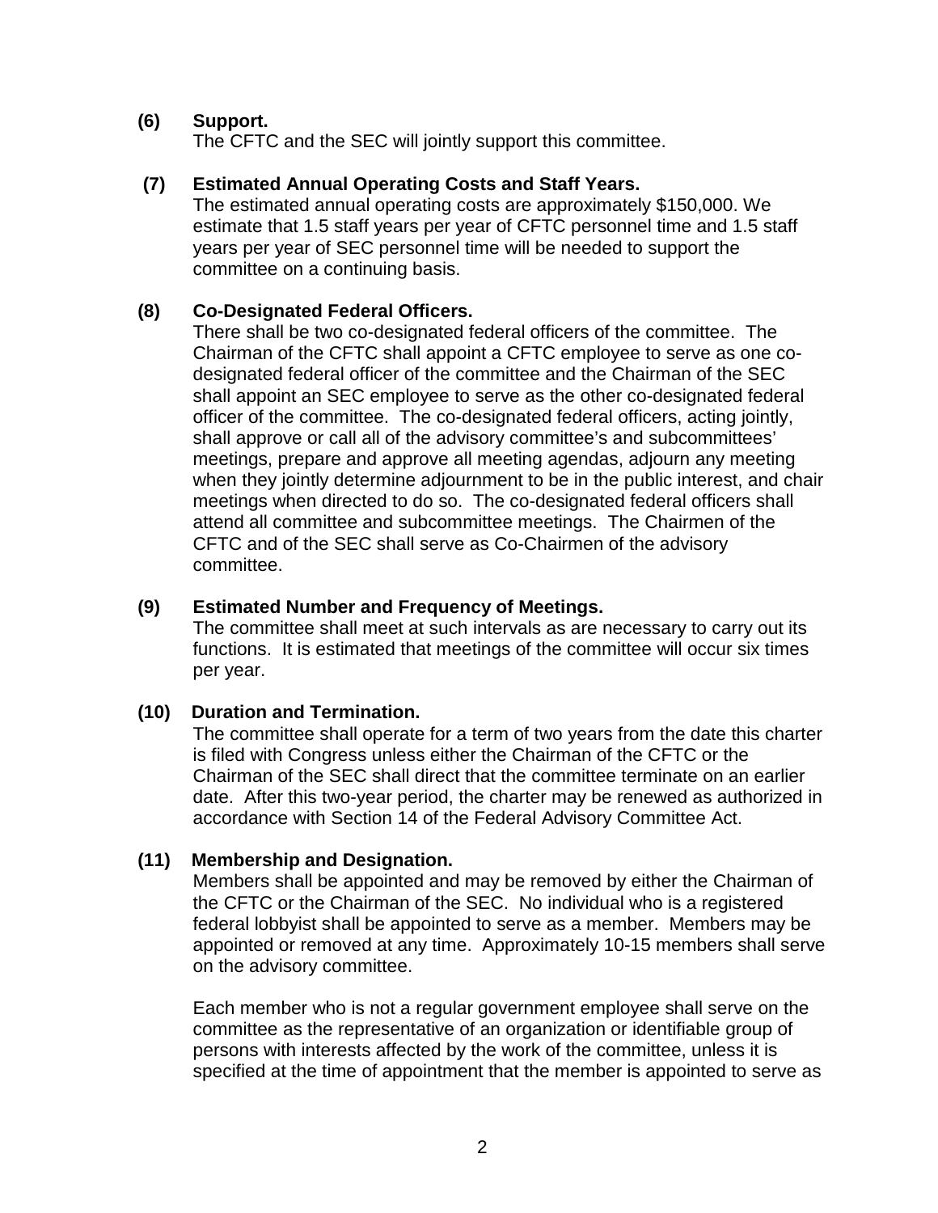**(6) Support.**

The CFTC and the SEC will jointly support this committee.

**(7) Estimated Annual Operating Costs and Staff Years.**

The estimated annual operating costs are approximately $150,000. We estimate that 1.5 staff years per year of CFTC personnel time and 1.5 staff years per year of SEC personnel time will be needed to support the committee on a continuing basis.

**(8) Co-Designated Federal Officers.**

There shall be two co-designated federal officers of the committee. The Chairman of the CFTC shall appoint a CFTC employee to serve as one co-designated federal officer of the committee and the Chairman of the SEC shall appoint an SEC employee to serve as the other co-designated federal officer of the committee. The co-designated federal officers, acting jointly, shall approve or call all of the advisory committee's and subcommittees' meetings, prepare and approve all meeting agendas, adjourn any meeting when they jointly determine adjournment to be in the public interest, and chair meetings when directed to do so. The co-designated federal officers shall attend all committee and subcommittee meetings. The Chairmen of the CFTC and of the SEC shall serve as Co-Chairmen of the advisory committee.

**(9) Estimated Number and Frequency of Meetings.**

The committee shall meet at such intervals as are necessary to carry out its functions. It is estimated that meetings of the committee will occur six times per year.

**(10) Duration and Termination.**

The committee shall operate for a term of two years from the date this charter is filed with Congress unless either the Chairman of the CFTC or the Chairman of the SEC shall direct that the committee terminate on an earlier date. After this two-year period, the charter may be renewed as authorized in accordance with Section 14 of the Federal Advisory Committee Act.

**(11) Membership and Designation.**

Members shall be appointed and may be removed by either the Chairman of the CFTC or the Chairman of the SEC. No individual who is a registered federal lobbyist shall be appointed to serve as a member. Members may be appointed or removed at any time. Approximately 10-15 members shall serve on the advisory committee.

Each member who is not a regular government employee shall serve on the committee as the representative of an organization or identifiable group of persons with interests affected by the work of the committee, unless it is specified at the time of appointment that the member is appointed to serve as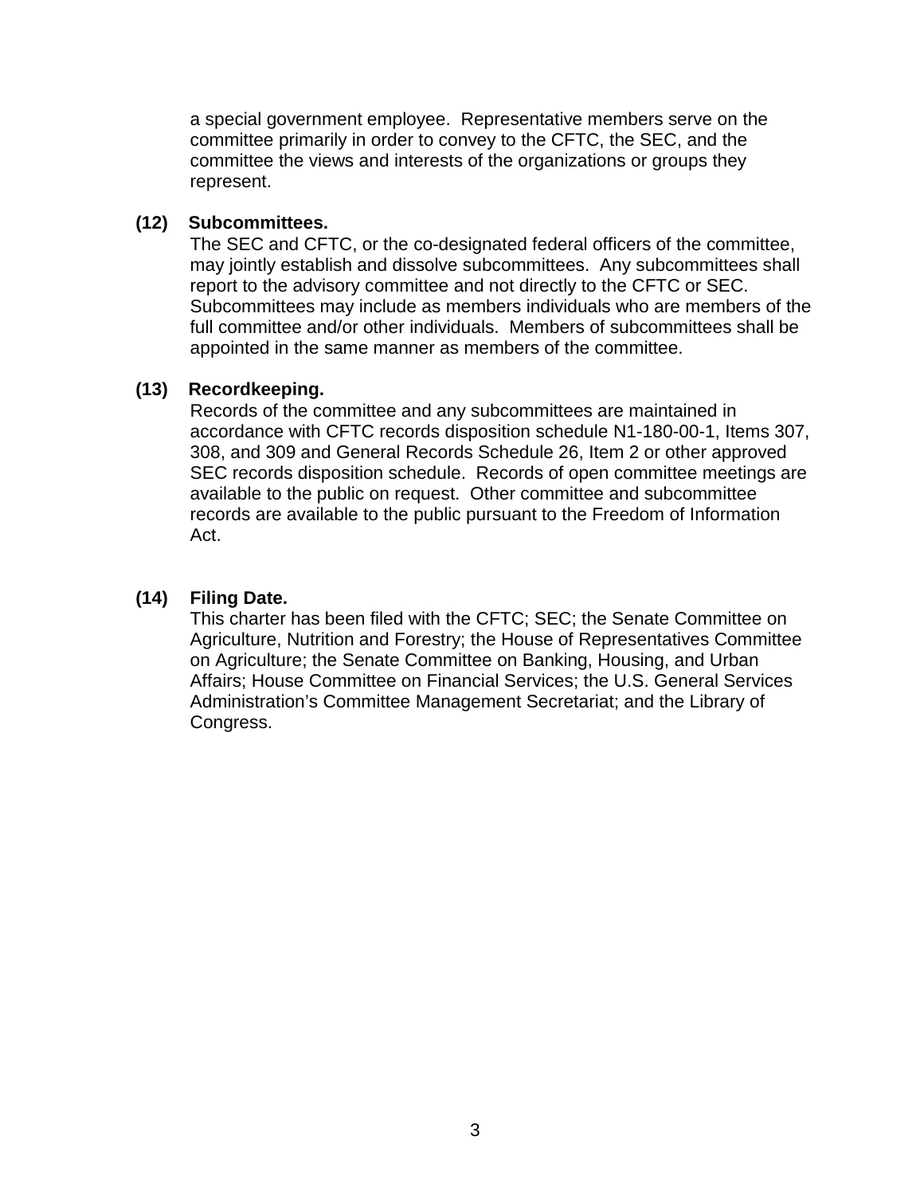a special government employee. Representative members serve on the committee primarily in order to convey to the CFTC, the SEC, and the committee the views and interests of the organizations or groups they represent.

**(12) Subcommittees.**

The SEC and CFTC, or the co-designated federal officers of the committee, may jointly establish and dissolve subcommittees. Any subcommittees shall report to the advisory committee and not directly to the CFTC or SEC. Subcommittees may include as members individuals who are members of the full committee and/or other individuals. Members of subcommittees shall be appointed in the same manner as members of the committee.

**(13) Recordkeeping.**

Records of the committee and any subcommittees are maintained in accordance with CFTC records disposition schedule N1-180-00-1, Items 307, 308, and 309 and General Records Schedule 26, Item 2 or other approved SEC records disposition schedule. Records of open committee meetings are available to the public on request. Other committee and subcommittee records are available to the public pursuant to the Freedom of Information Act.

**(14) Filing Date.**

This charter has been filed with the CFTC; SEC; the Senate Committee on Agriculture, Nutrition and Forestry; the House of Representatives Committee on Agriculture; the Senate Committee on Banking, Housing, and Urban Affairs; House Committee on Financial Services; the U.S. General Services Administration's Committee Management Secretariat; and the Library of Congress.